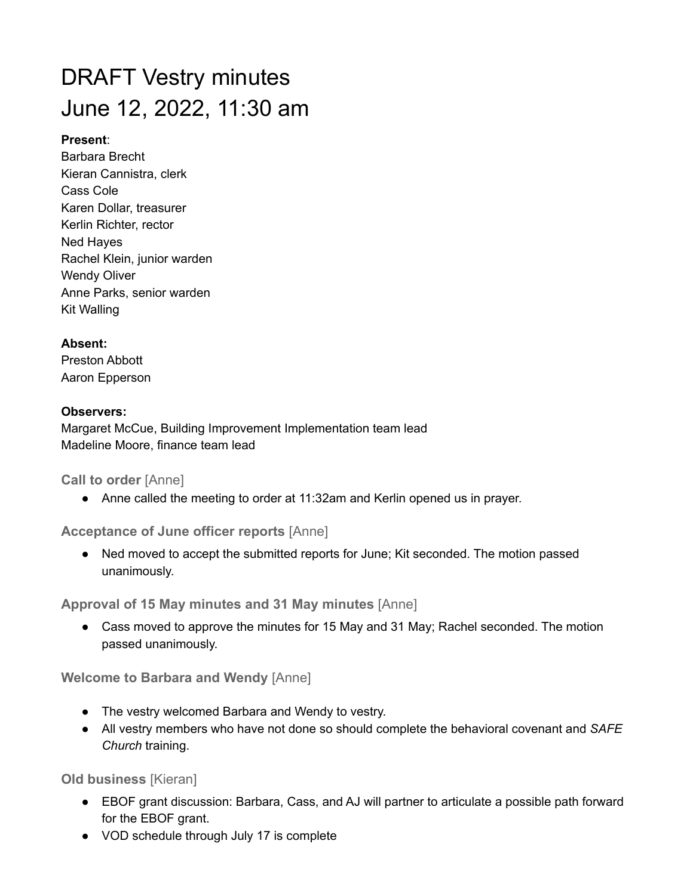# DRAFT Vestry minutes
# June 12, 2022, 11:30 am

**Present**:
Barbara Brecht
Kieran Cannistra, clerk
Cass Cole
Karen Dollar, treasurer
Kerlin Richter, rector
Ned Hayes
Rachel Klein, junior warden
Wendy Oliver
Anne Parks, senior warden
Kit Walling

**Absent:**
Preston Abbott
Aaron Epperson

**Observers:**
Margaret McCue, Building Improvement Implementation team lead
Madeline Moore, finance team lead

### Call to order [Anne]

- Anne called the meeting to order at 11:32am and Kerlin opened us in prayer.

### Acceptance of June officer reports [Anne]

- Ned moved to accept the submitted reports for June; Kit seconded. The motion passed unanimously.

### Approval of 15 May minutes and 31 May minutes [Anne]

- Cass moved to approve the minutes for 15 May and 31 May; Rachel seconded. The motion passed unanimously.

### Welcome to Barbara and Wendy [Anne]

- The vestry welcomed Barbara and Wendy to vestry.
- All vestry members who have not done so should complete the behavioral covenant and *SAFE Church* training.

### Old business [Kieran]

- EBOF grant discussion: Barbara, Cass, and AJ will partner to articulate a possible path forward for the EBOF grant.
- VOD schedule through July 17 is complete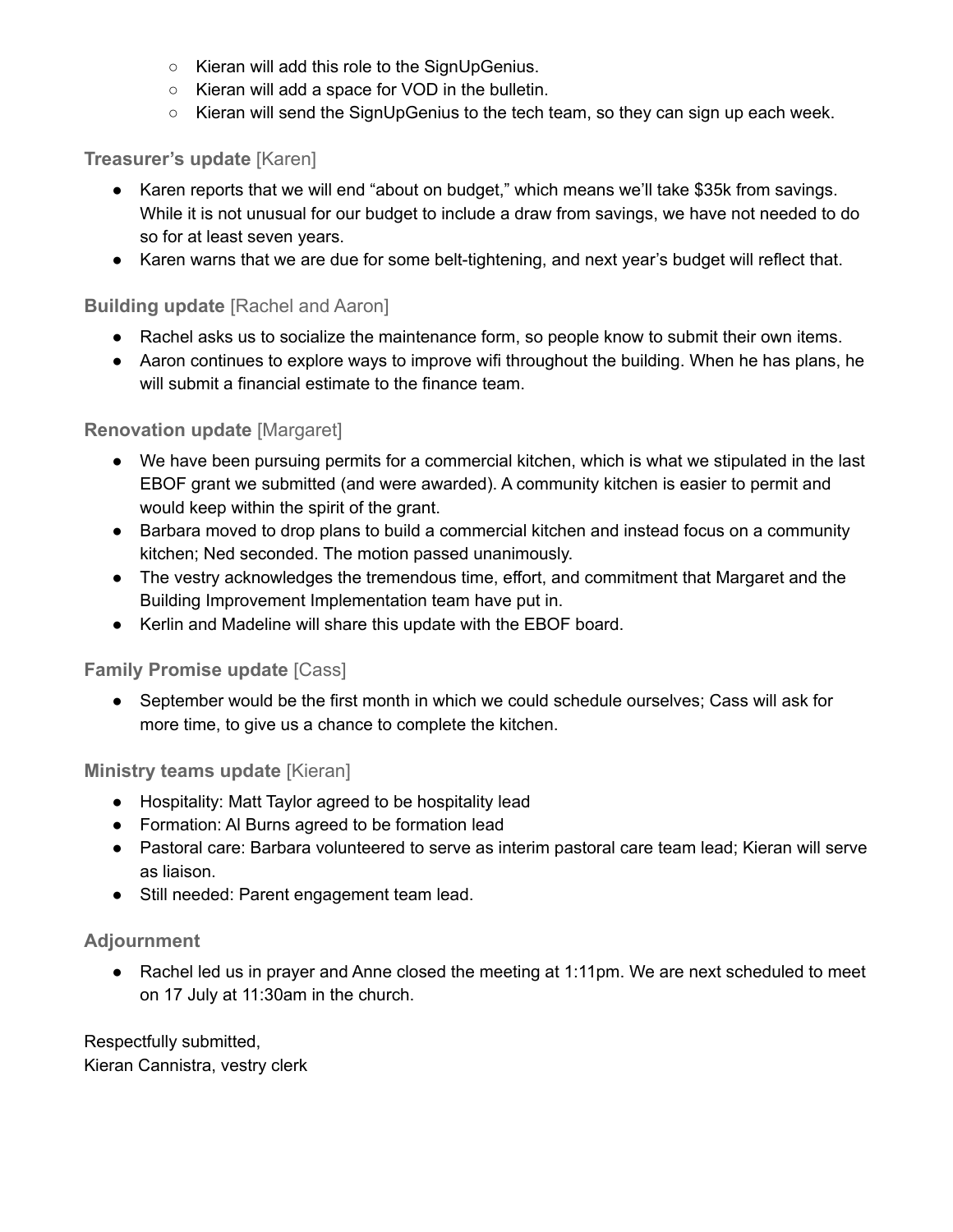- Kieran will add this role to the SignUpGenius.
    - Kieran will add a space for VOD in the bulletin.
    - Kieran will send the SignUpGenius to the tech team, so they can sign up each week.

### **Treasurer's update** [Karen]

- Karen reports that we will end "about on budget," which means we'll take $35k from savings. While it is not unusual for our budget to include a draw from savings, we have not needed to do so for at least seven years.
- Karen warns that we are due for some belt-tightening, and next year's budget will reflect that.

### **Building update** [Rachel and Aaron]

- Rachel asks us to socialize the maintenance form, so people know to submit their own items.
- Aaron continues to explore ways to improve wifi throughout the building. When he has plans, he will submit a financial estimate to the finance team.

### **Renovation update** [Margaret]

- We have been pursuing permits for a commercial kitchen, which is what we stipulated in the last EBOF grant we submitted (and were awarded). A community kitchen is easier to permit and would keep within the spirit of the grant.
- Barbara moved to drop plans to build a commercial kitchen and instead focus on a community kitchen; Ned seconded. The motion passed unanimously.
- The vestry acknowledges the tremendous time, effort, and commitment that Margaret and the Building Improvement Implementation team have put in.
- Kerlin and Madeline will share this update with the EBOF board.

### **Family Promise update** [Cass]

- September would be the first month in which we could schedule ourselves; Cass will ask for more time, to give us a chance to complete the kitchen.

### **Ministry teams update** [Kieran]

- Hospitality: Matt Taylor agreed to be hospitality lead
- Formation: Al Burns agreed to be formation lead
- Pastoral care: Barbara volunteered to serve as interim pastoral care team lead; Kieran will serve as liaison.
- Still needed: Parent engagement team lead.

### **Adjournment**

- Rachel led us in prayer and Anne closed the meeting at 1:11pm. We are next scheduled to meet on 17 July at 11:30am in the church.

Respectfully submitted,
Kieran Cannistra, vestry clerk